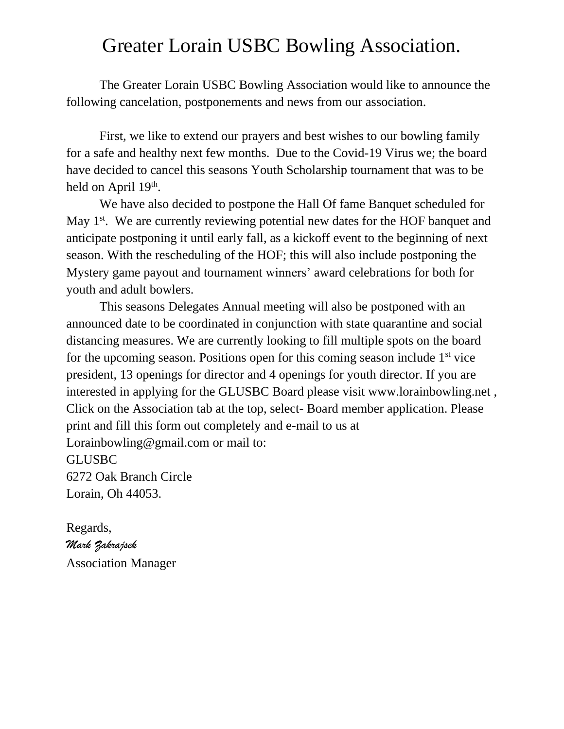# Greater Lorain USBC Bowling Association.

The Greater Lorain USBC Bowling Association would like to announce the following cancelation, postponements and news from our association.

First, we like to extend our prayers and best wishes to our bowling family for a safe and healthy next few months. Due to the Covid-19 Virus we; the board have decided to cancel this seasons Youth Scholarship tournament that was to be held on April 19th.

We have also decided to postpone the Hall Of fame Banquet scheduled for May 1st. We are currently reviewing potential new dates for the HOF banquet and anticipate postponing it until early fall, as a kickoff event to the beginning of next season. With the rescheduling of the HOF; this will also include postponing the Mystery game payout and tournament winners' award celebrations for both for youth and adult bowlers.

This seasons Delegates Annual meeting will also be postponed with an announced date to be coordinated in conjunction with state quarantine and social distancing measures. We are currently looking to fill multiple spots on the board for the upcoming season. Positions open for this coming season include 1st vice president, 13 openings for director and 4 openings for youth director. If you are interested in applying for the GLUSBC Board please visit www.lorainbowling.net , Click on the Association tab at the top, select- Board member application. Please print and fill this form out completely and e-mail to us at Lorainbowling@gmail.com or mail to:
GLUSBC
6272 Oak Branch Circle
Lorain, Oh 44053.

Regards,
*Mark Zakrajsek*
Association Manager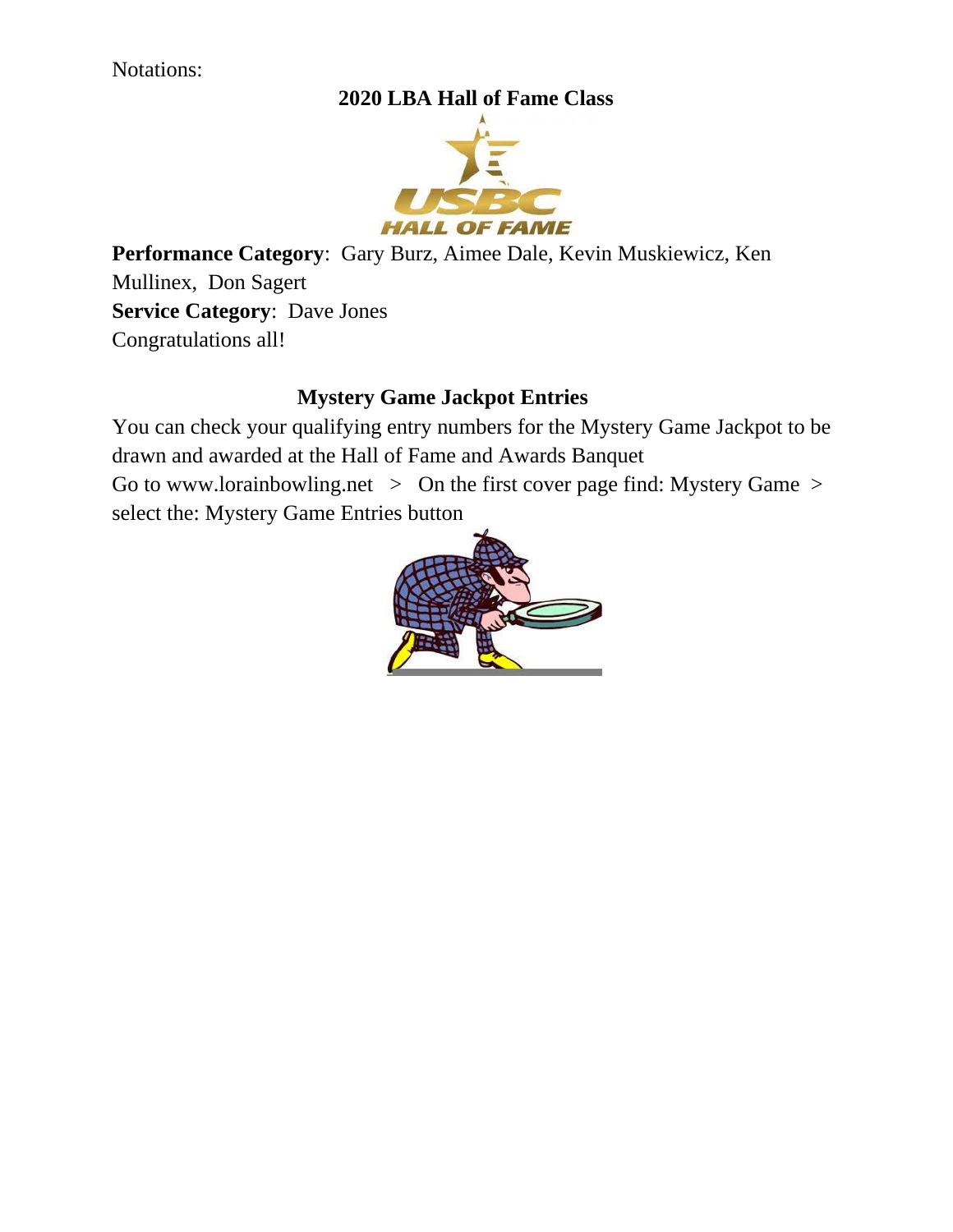Notations:

## 2020 LBA Hall of Fame Class

**Performance Category**: Gary Burz, Aimee Dale, Kevin Muskiewicz, Ken Mullinex, Don Sagert
**Service Category**: Dave Jones
Congratulations all!

## Mystery Game Jackpot Entries

You can check your qualifying entry numbers for the Mystery Game Jackpot to be drawn and awarded at the Hall of Fame and Awards Banquet
Go to www.lorainbowling.net > On the first cover page find: Mystery Game > select the: Mystery Game Entries button